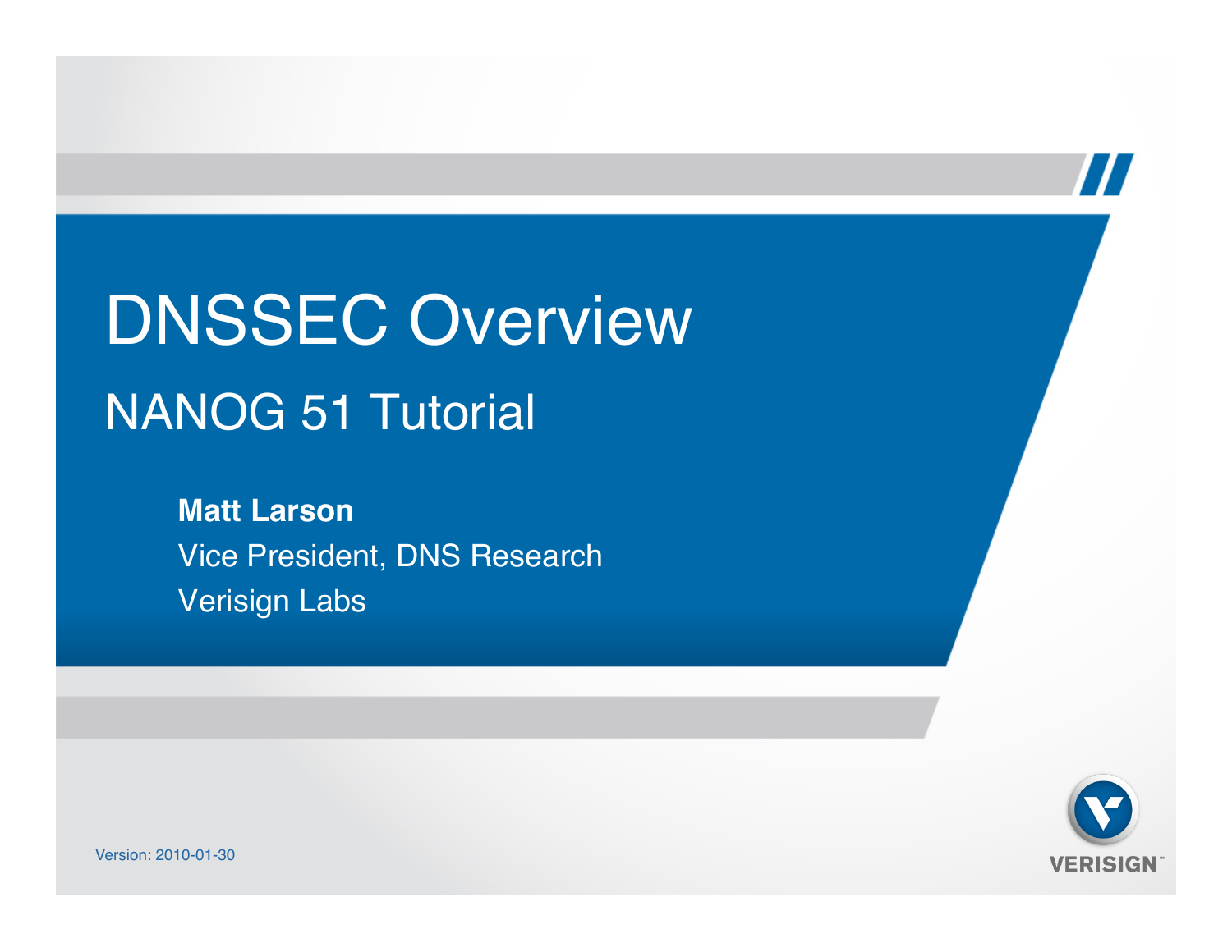# DNSSEC Overview

## NANOG 51 Tutorial

**Matt Larson**

Vice President, DNS Research

Verisign Labs

Version: 2010-01-30

VERISIGN™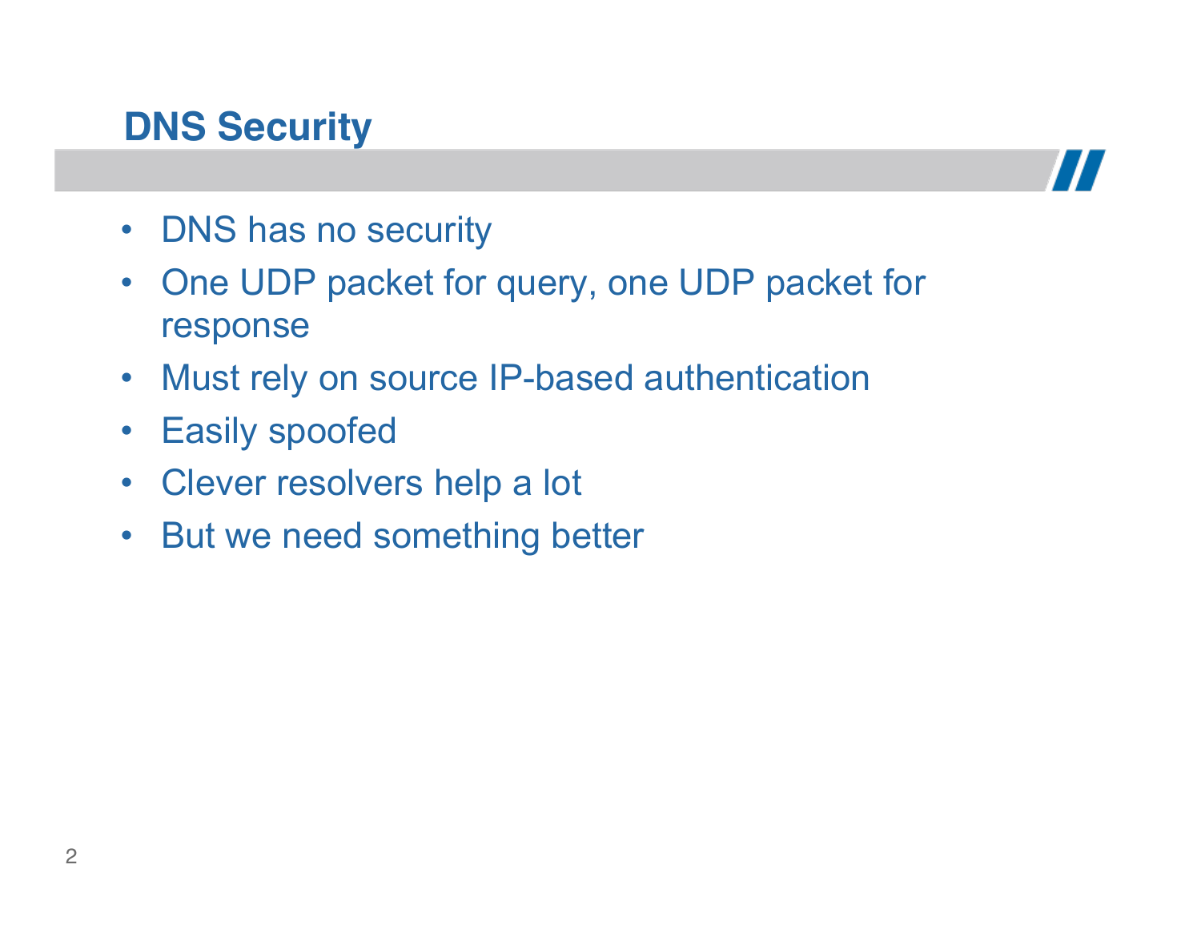# DNS Security

- DNS has no security
- One UDP packet for query, one UDP packet for response
- Must rely on source IP-based authentication
- Easily spoofed
- Clever resolvers help a lot
- But we need something better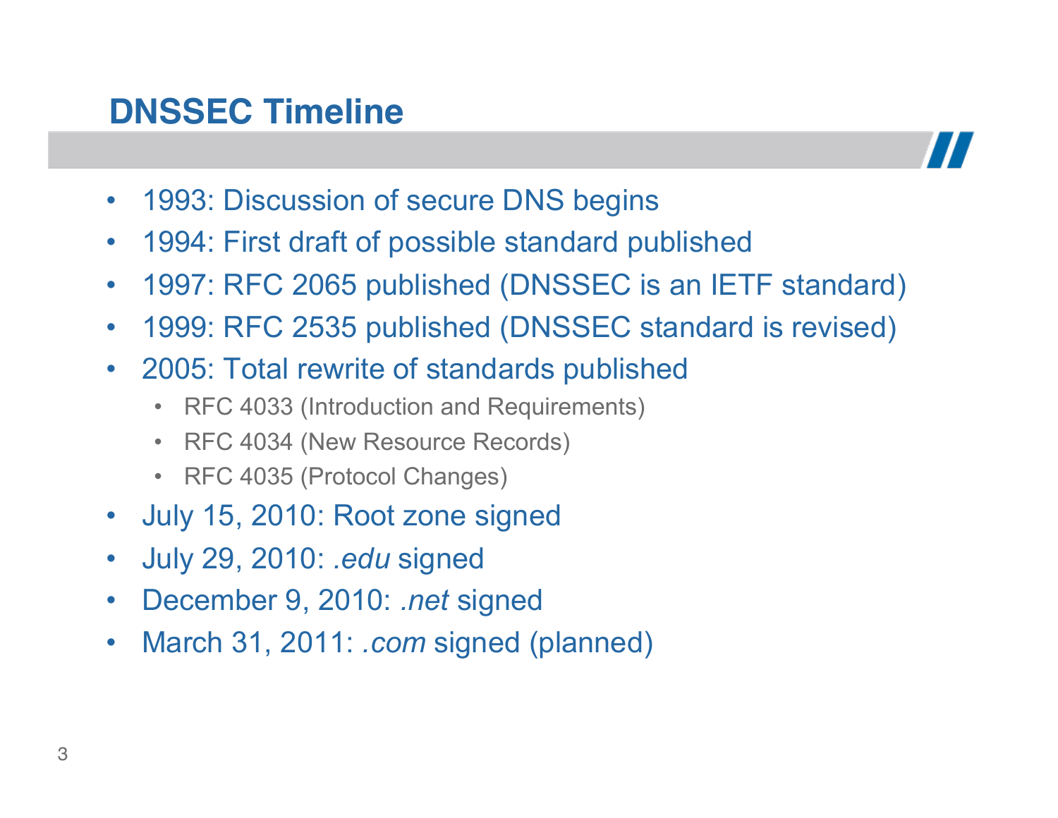# DNSSEC Timeline

- 1993: Discussion of secure DNS begins
- 1994: First draft of possible standard published
- 1997: RFC 2065 published (DNSSEC is an IETF standard)
- 1999: RFC 2535 published (DNSSEC standard is revised)
- 2005: Total rewrite of standards published
  - RFC 4033 (Introduction and Requirements)
  - RFC 4034 (New Resource Records)
  - RFC 4035 (Protocol Changes)
- July 15, 2010: Root zone signed
- July 29, 2010: *.edu* signed
- December 9, 2010: *.net* signed
- March 31, 2011: *.com* signed (planned)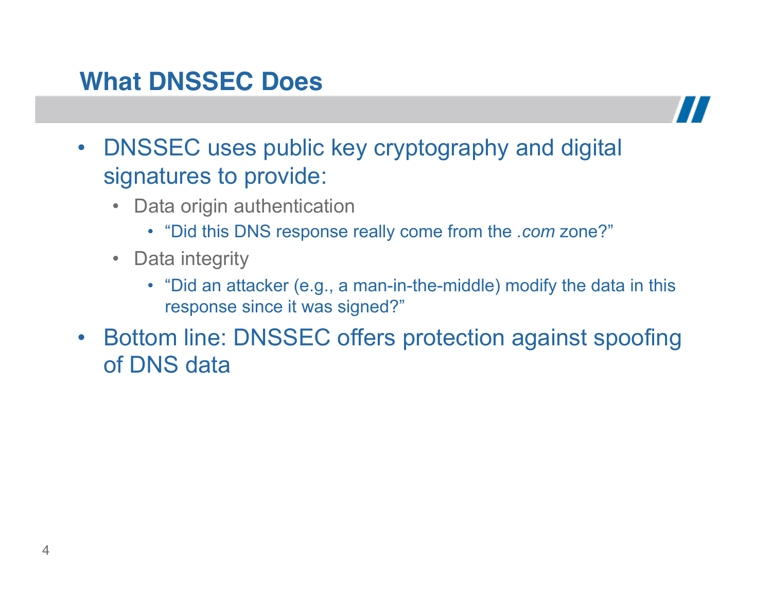## What DNSSEC Does

- DNSSEC uses public key cryptography and digital signatures to provide:
  - Data origin authentication
    - "Did this DNS response really come from the *.com* zone?"
  - Data integrity
    - "Did an attacker (e.g., a man-in-the-middle) modify the data in this response since it was signed?"
- Bottom line: DNSSEC offers protection against spoofing of DNS data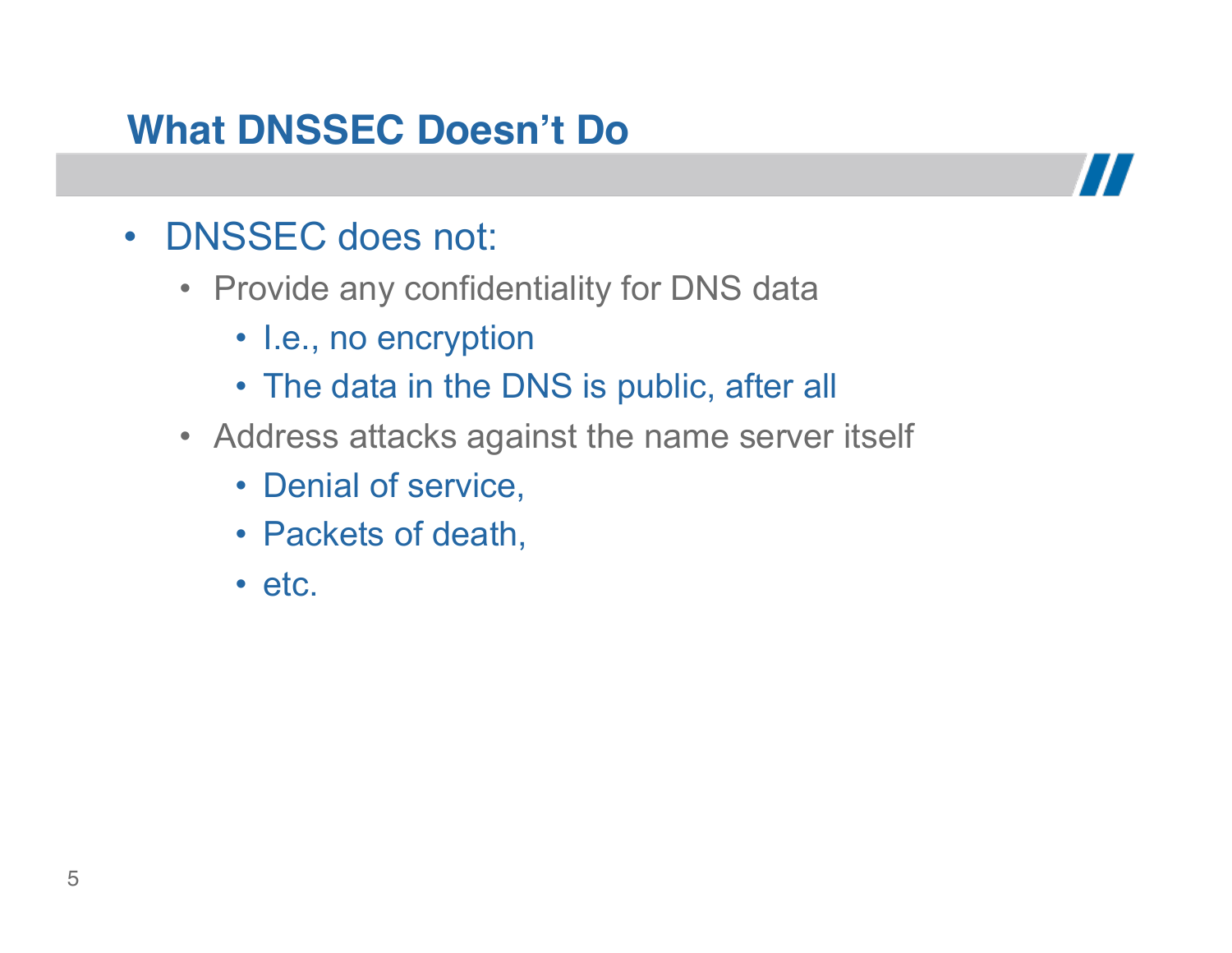# What DNSSEC Doesn't Do

- DNSSEC does not:
  - Provide any confidentiality for DNS data
    - I.e., no encryption
    - The data in the DNS is public, after all
  - Address attacks against the name server itself
    - Denial of service,
    - Packets of death,
    - etc.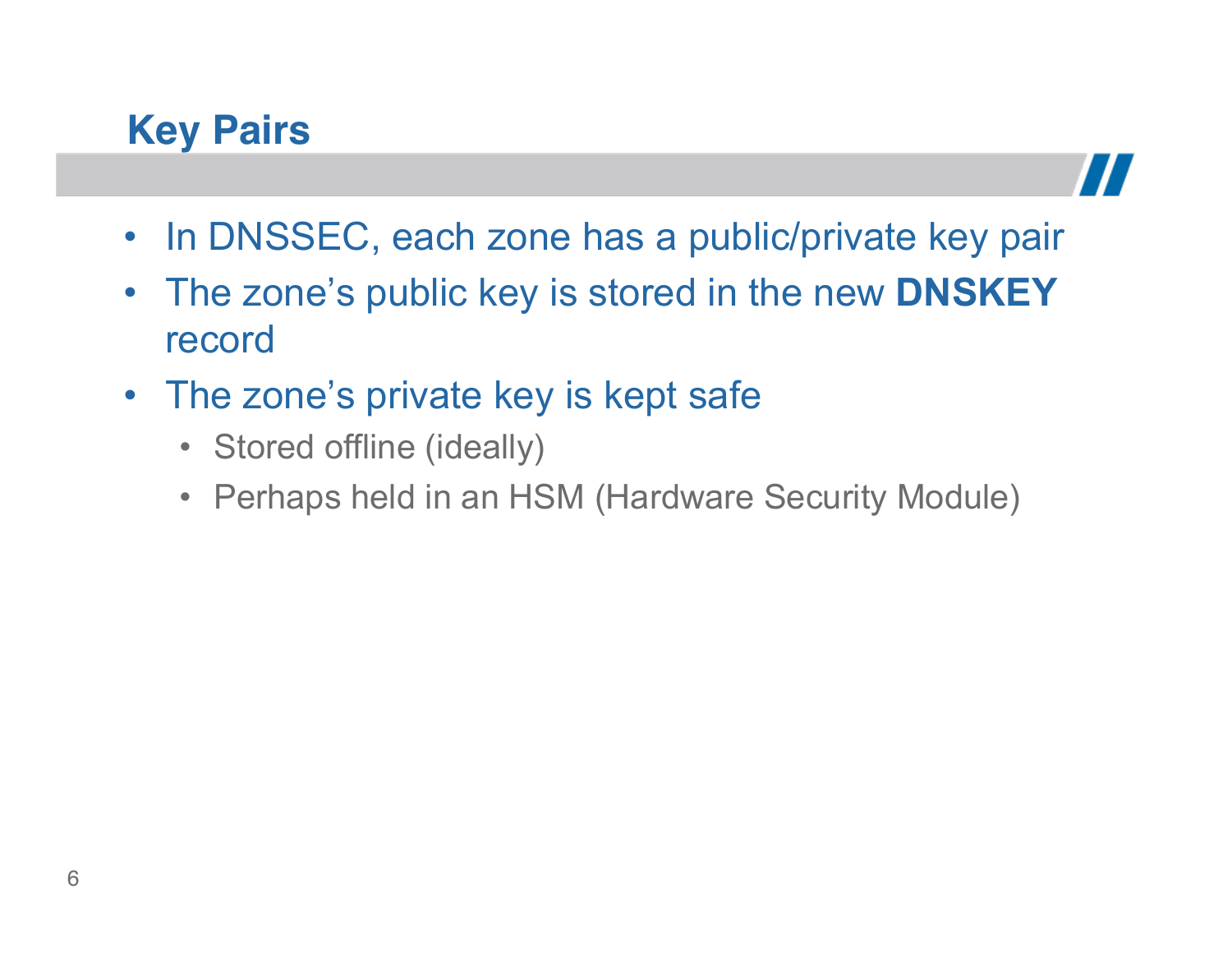## Key Pairs

- In DNSSEC, each zone has a public/private key pair
- The zone's public key is stored in the new **DNSKEY** record
- The zone's private key is kept safe
  - Stored offline (ideally)
  - Perhaps held in an HSM (Hardware Security Module)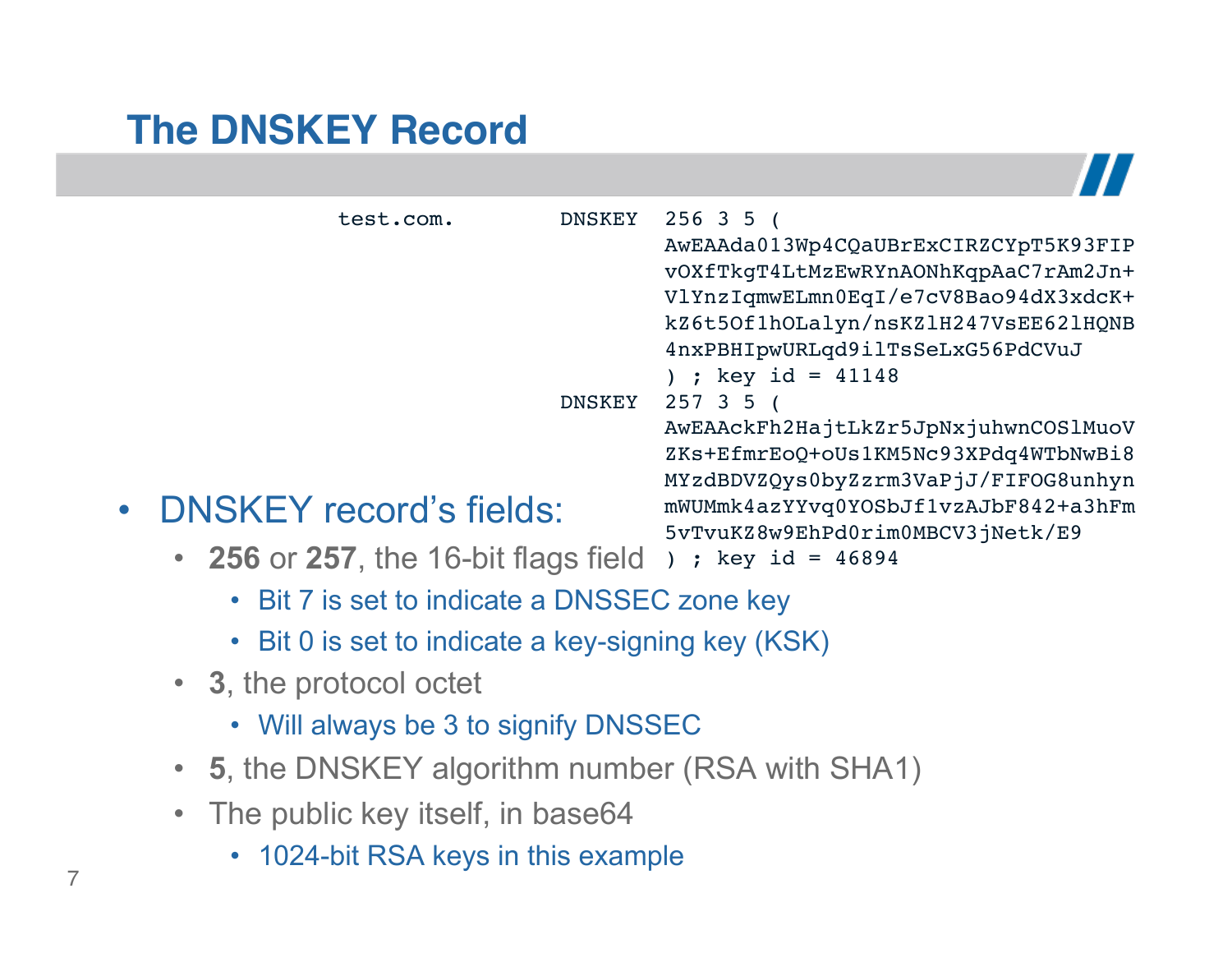# The DNSKEY Record

```
test.com.        DNSKEY  256 3 5 (
                         AwEAAda013Wp4CQaUBrExCIRZCYpT5K93FIP
                         vOXfTkgT4LtMzEwRYnAONhKqpAaC7rAm2Jn+
                         VlYnzIqmwELmn0EqI/e7cV8Bao94dX3xdcK+
                         kZ6t5Of1hOLalyn/nsKZlH247VsEE62lHQNB
                         4nxPBHIpwURLqd9ilTsSeLxG56PdCVuJ
                         ) ; key id = 41148
                 DNSKEY  257 3 5 (
                         AwEAAckFh2HajtLkZr5JpNxjuhwnCOSlMuoV
                         ZKs+EfmrEoQ+oUs1KM5Nc93XPdq4WTbNwBi8
                         MYzdBDVZQys0byZzrm3VaPjJ/FIFOG8unhyn
                         mWUMmk4azYYvq0YOSbJf1vzAJbF842+a3hFm
                         5vTvuKZ8w9EhPd0rim0MBCV3jNetk/E9
                         ) ; key id = 46894
```

- DNSKEY record's fields:
  - **256** or **257**, the 16-bit flags field
    - Bit 7 is set to indicate a DNSSEC zone key
    - Bit 0 is set to indicate a key-signing key (KSK)
  - **3**, the protocol octet
    - Will always be 3 to signify DNSSEC
  - **5**, the DNSKEY algorithm number (RSA with SHA1)
  - The public key itself, in base64
    - 1024-bit RSA keys in this example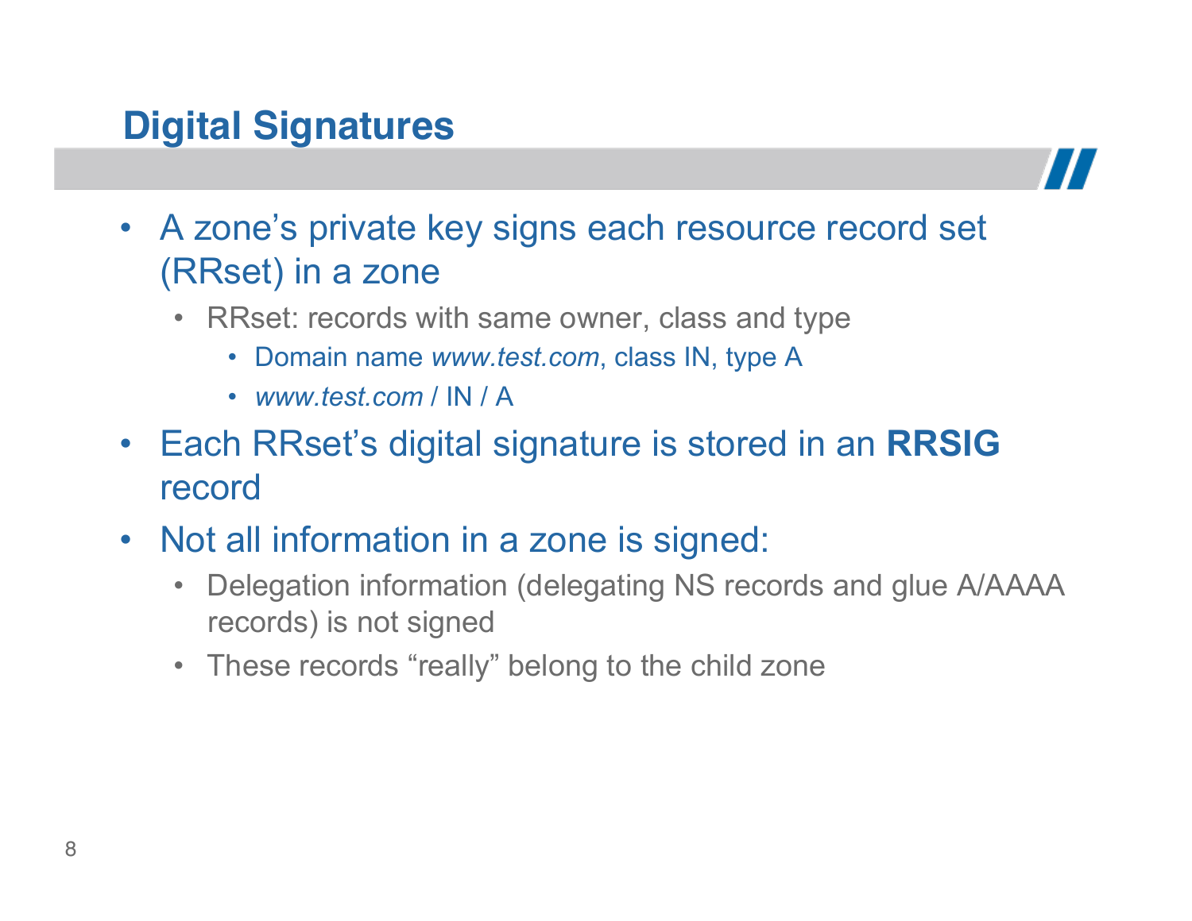# Digital Signatures

- A zone's private key signs each resource record set (RRset) in a zone
  - RRset: records with same owner, class and type
    - Domain name *www.test.com*, class IN, type A
    - *www.test.com* / IN / A
- Each RRset's digital signature is stored in an **RRSIG** record
- Not all information in a zone is signed:
  - Delegation information (delegating NS records and glue A/AAAA records) is not signed
  - These records "really" belong to the child zone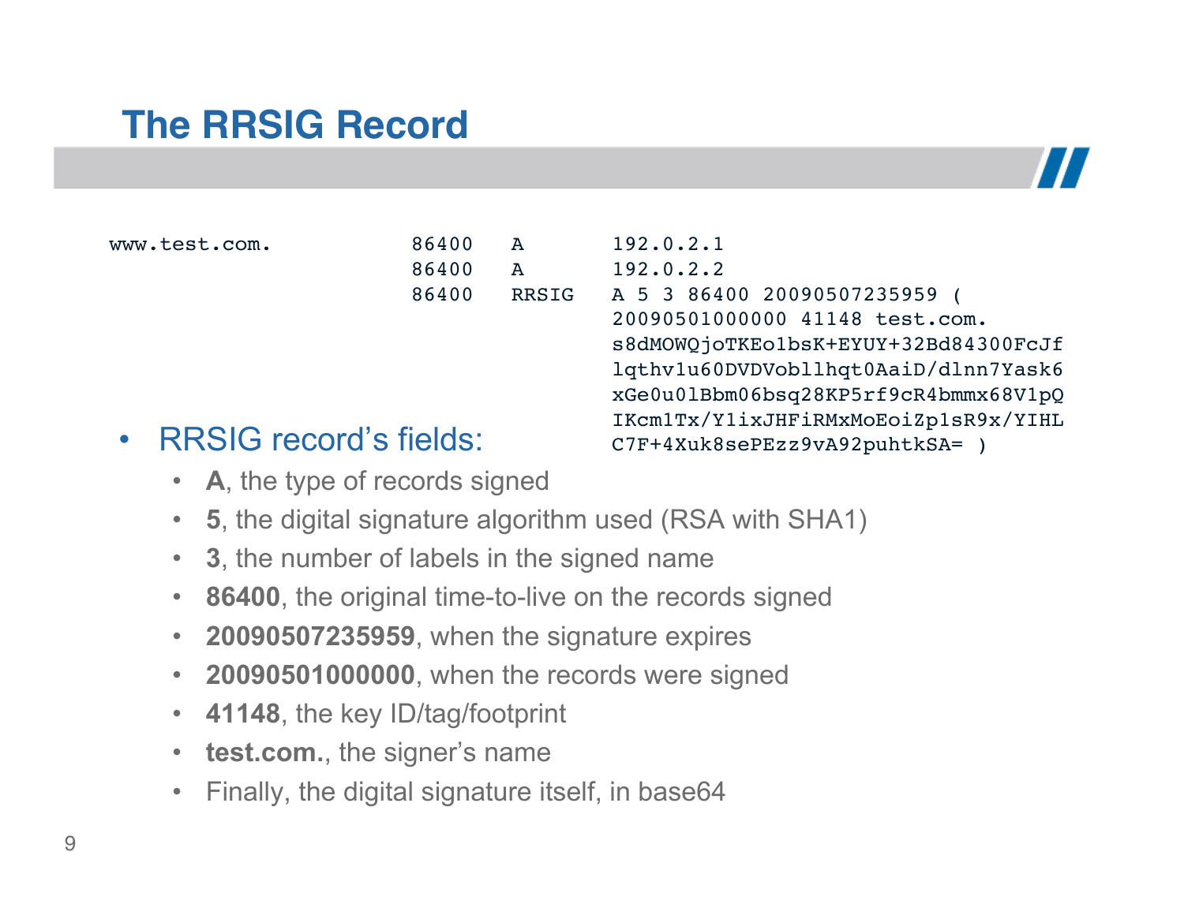# The RRSIG Record

```
www.test.com.          86400   A       192.0.2.1
                       86400   A       192.0.2.2
                       86400   RRSIG   A 5 3 86400 20090507235959 (
                                       20090501000000 41148 test.com.
                                       s8dMOWQjoTKEo1bsK+EYUY+32Bd84300FcJf
                                       lqthv1u60DVDVobllhqt0AaiD/dlnn7Yask6
                                       xGe0u0lBbm06bsq28KP5rf9cR4bmmx68V1pQ
                                       IKcm1Tx/Y1ixJHFiRMxMoEoiZp1sR9x/YIHL
                                       C7F+4Xuk8sePEzz9vA92puhtkSA= )
```

- RRSIG record's fields:
  - **A**, the type of records signed
  - **5**, the digital signature algorithm used (RSA with SHA1)
  - **3**, the number of labels in the signed name
  - **86400**, the original time-to-live on the records signed
  - **20090507235959**, when the signature expires
  - **20090501000000**, when the records were signed
  - **41148**, the key ID/tag/footprint
  - **test.com.**, the signer's name
  - Finally, the digital signature itself, in base64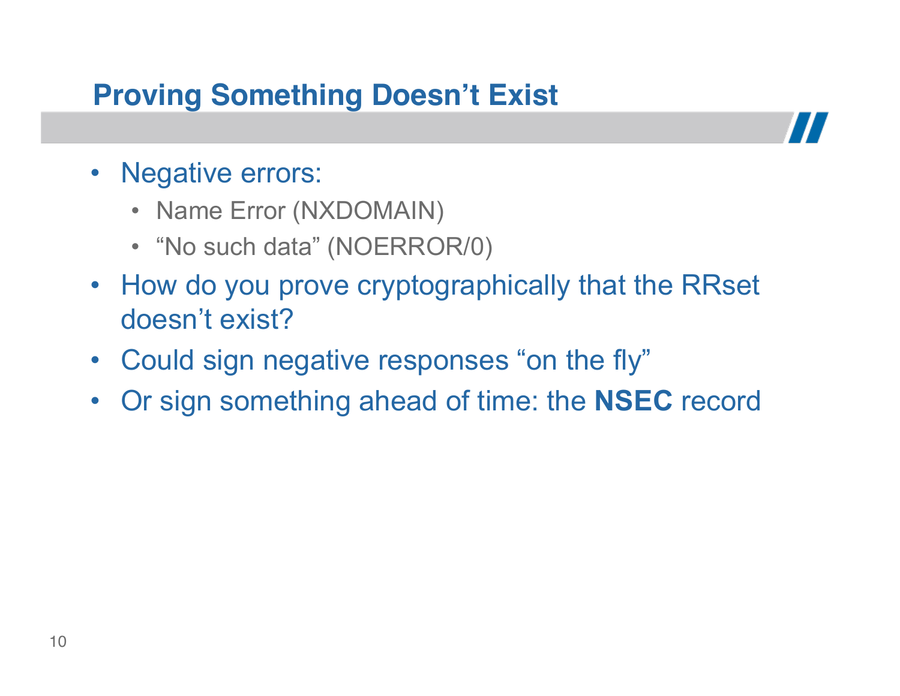# Proving Something Doesn’t Exist

- Negative errors:
  - Name Error (NXDOMAIN)
  - “No such data” (NOERROR/0)
- How do you prove cryptographically that the RRset doesn’t exist?
- Could sign negative responses “on the fly”
- Or sign something ahead of time: the **NSEC** record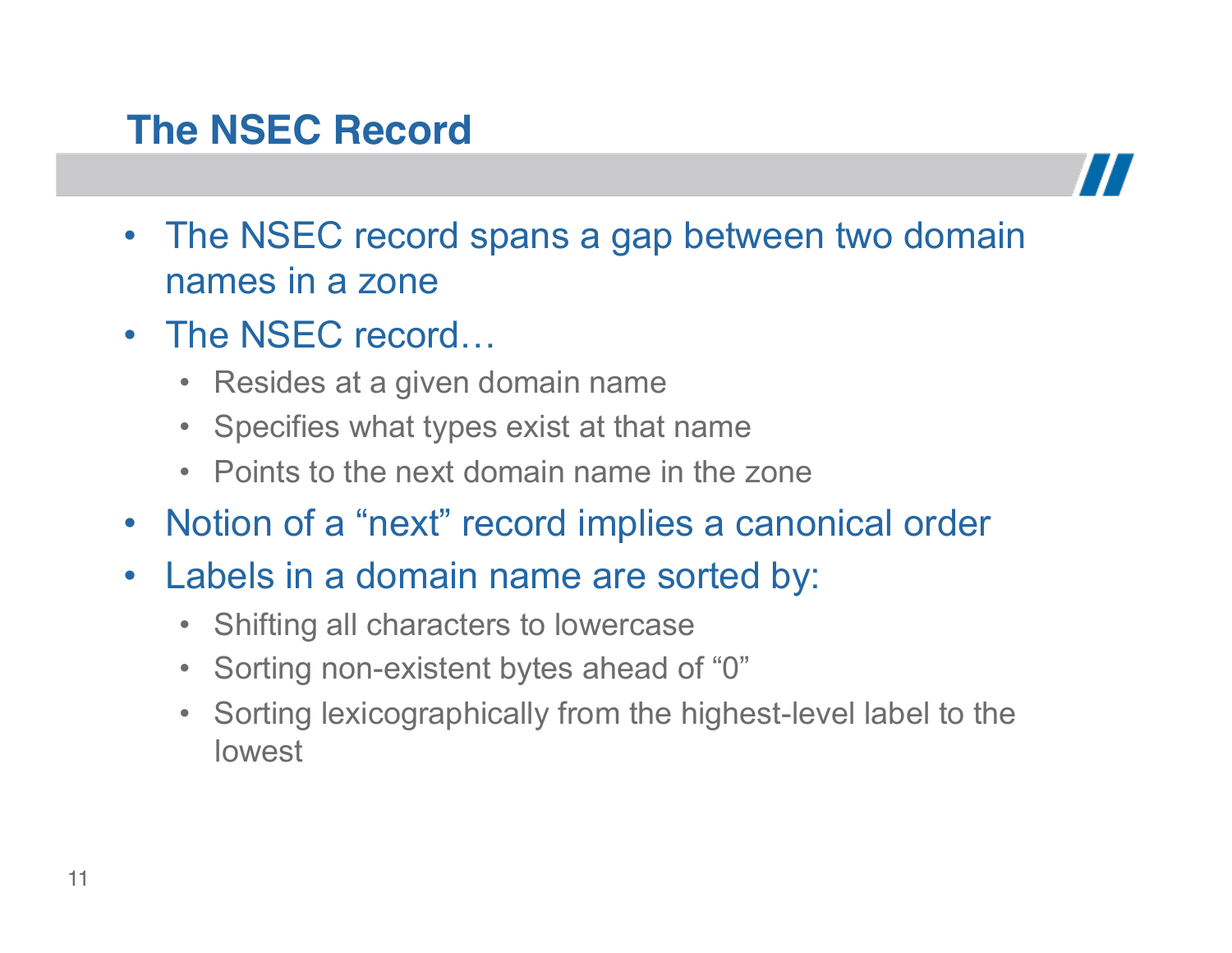# The NSEC Record

- The NSEC record spans a gap between two domain names in a zone
- The NSEC record…
  - Resides at a given domain name
  - Specifies what types exist at that name
  - Points to the next domain name in the zone
- Notion of a “next” record implies a canonical order
- Labels in a domain name are sorted by:
  - Shifting all characters to lowercase
  - Sorting non-existent bytes ahead of “0”
  - Sorting lexicographically from the highest-level label to the lowest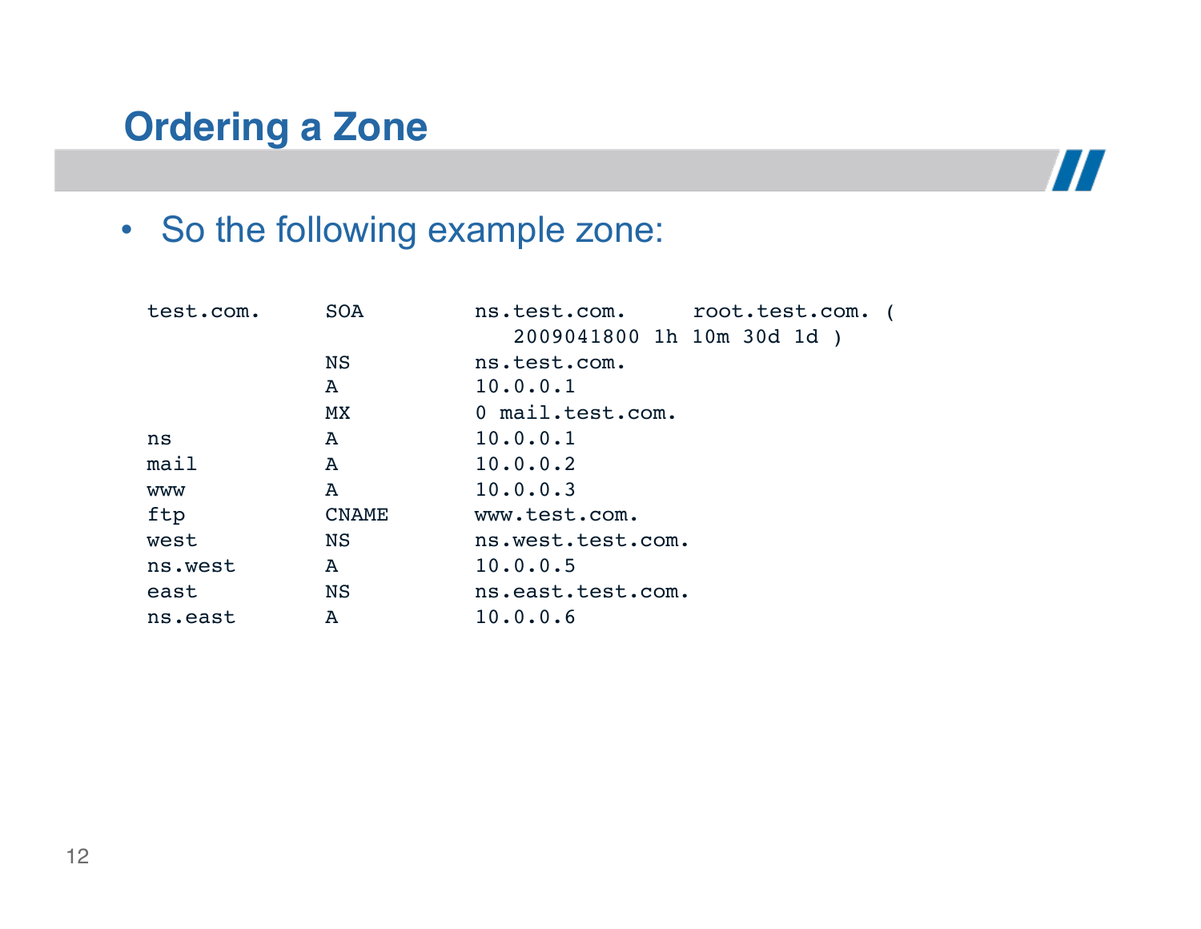# Ordering a Zone

- So the following example zone:

```
test.com.     SOA       ns.test.com.     root.test.com. (
                           2009041800 1h 10m 30d 1d )
              NS        ns.test.com.
              A         10.0.0.1
              MX        0 mail.test.com.
ns            A         10.0.0.1
mail          A         10.0.0.2
www           A         10.0.0.3
ftp           CNAME     www.test.com.
west          NS        ns.west.test.com.
ns.west       A         10.0.0.5
east          NS        ns.east.test.com.
ns.east       A         10.0.0.6
```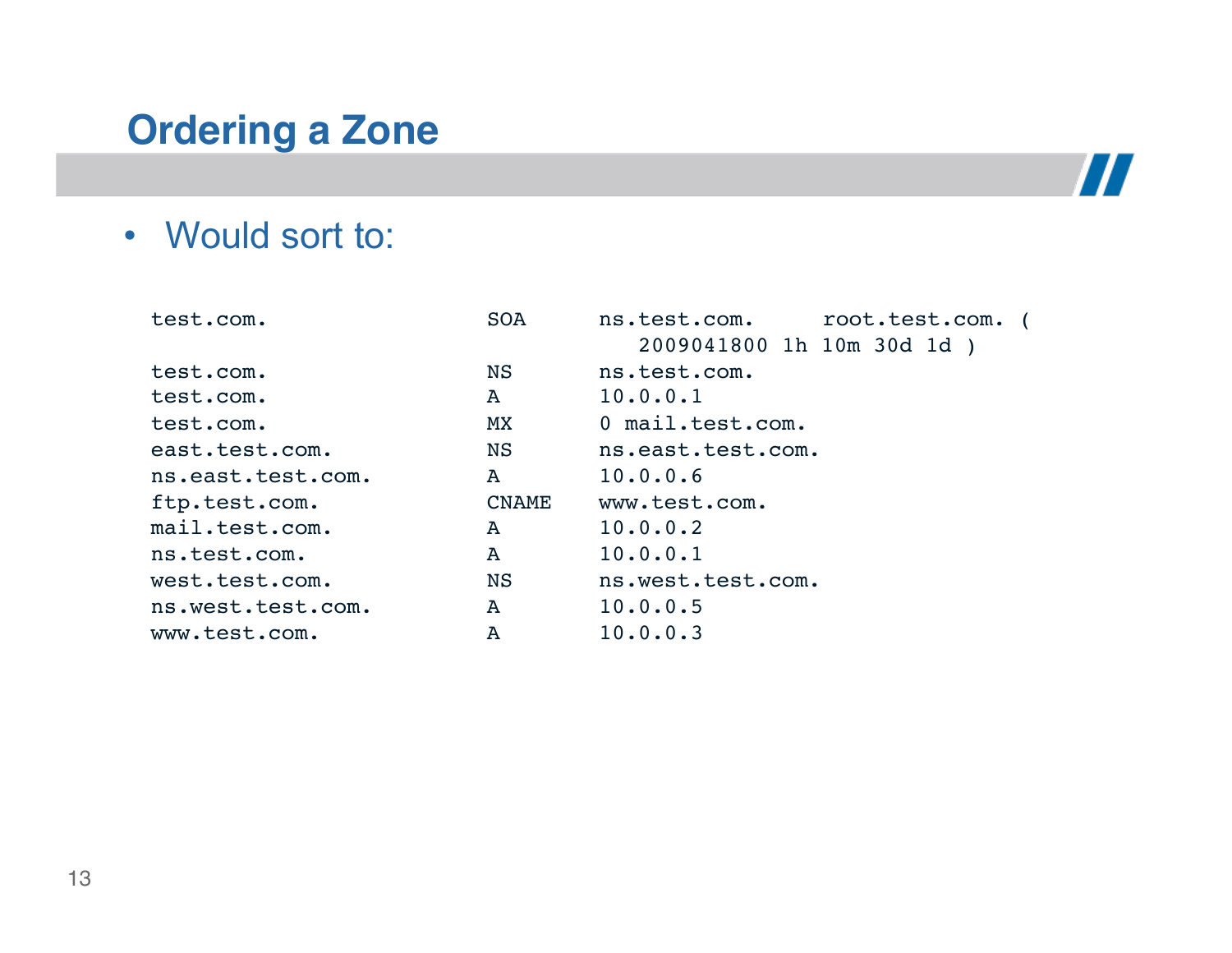# Ordering a Zone

- Would sort to:

```
test.com.               SOA     ns.test.com.     root.test.com. (
                                   2009041800 1h 10m 30d 1d )
test.com.               NS      ns.test.com.
test.com.               A       10.0.0.1
test.com.               MX      0 mail.test.com.
east.test.com.          NS      ns.east.test.com.
ns.east.test.com.       A       10.0.0.6
ftp.test.com.           CNAME   www.test.com.
mail.test.com.          A       10.0.0.2
ns.test.com.            A       10.0.0.1
west.test.com.          NS      ns.west.test.com.
ns.west.test.com.       A       10.0.0.5
www.test.com.           A       10.0.0.3
```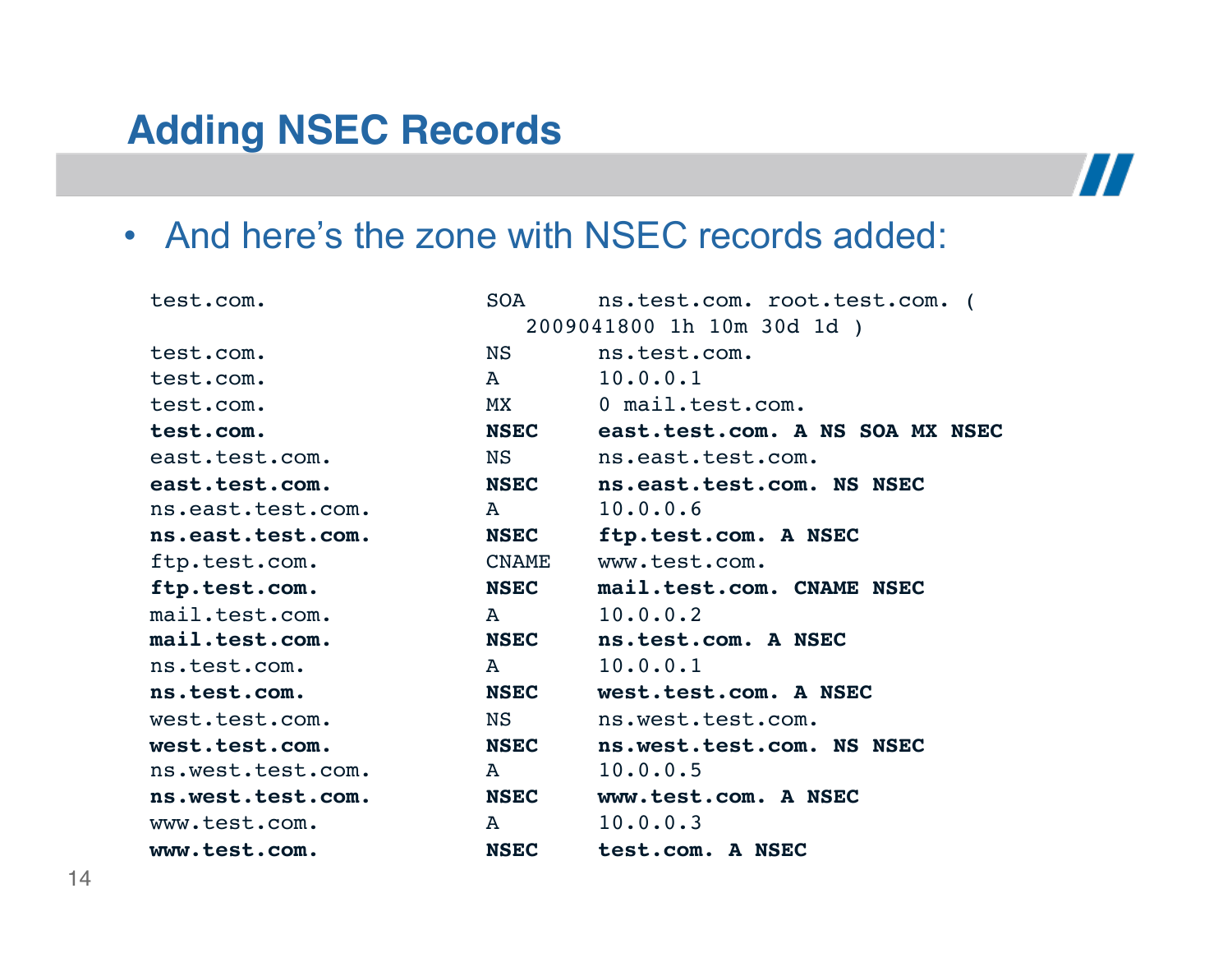# Adding NSEC Records

- And here's the zone with NSEC records added:

```
test.com.               SOA     ns.test.com. root.test.com. (
                           2009041800 1h 10m 30d 1d )
test.com.               NS      ns.test.com.
test.com.               A       10.0.0.1
test.com.               MX      0 mail.test.com.
test.com.               NSEC    east.test.com. A NS SOA MX NSEC
east.test.com.          NS      ns.east.test.com.
east.test.com.          NSEC    ns.east.test.com. NS NSEC
ns.east.test.com.       A       10.0.0.6
ns.east.test.com.       NSEC    ftp.test.com. A NSEC
ftp.test.com.           CNAME   www.test.com.
ftp.test.com.           NSEC    mail.test.com. CNAME NSEC
mail.test.com.          A       10.0.0.2
mail.test.com.          NSEC    ns.test.com. A NSEC
ns.test.com.            A       10.0.0.1
ns.test.com.            NSEC    west.test.com. A NSEC
west.test.com.          NS      ns.west.test.com.
west.test.com.          NSEC    ns.west.test.com. NS NSEC
ns.west.test.com.       A       10.0.0.5
ns.west.test.com.       NSEC    www.test.com. A NSEC
www.test.com.           A       10.0.0.3
www.test.com.           NSEC    test.com. A NSEC
```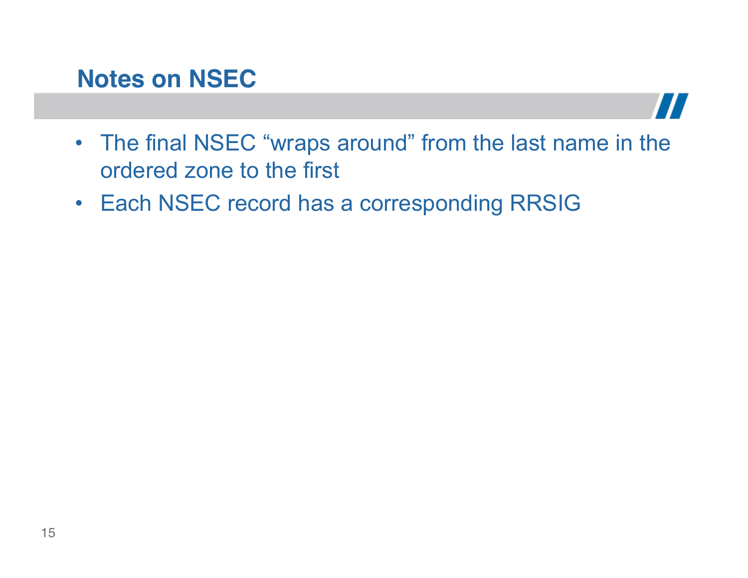# Notes on NSEC

- The final NSEC “wraps around” from the last name in the ordered zone to the first
- Each NSEC record has a corresponding RRSIG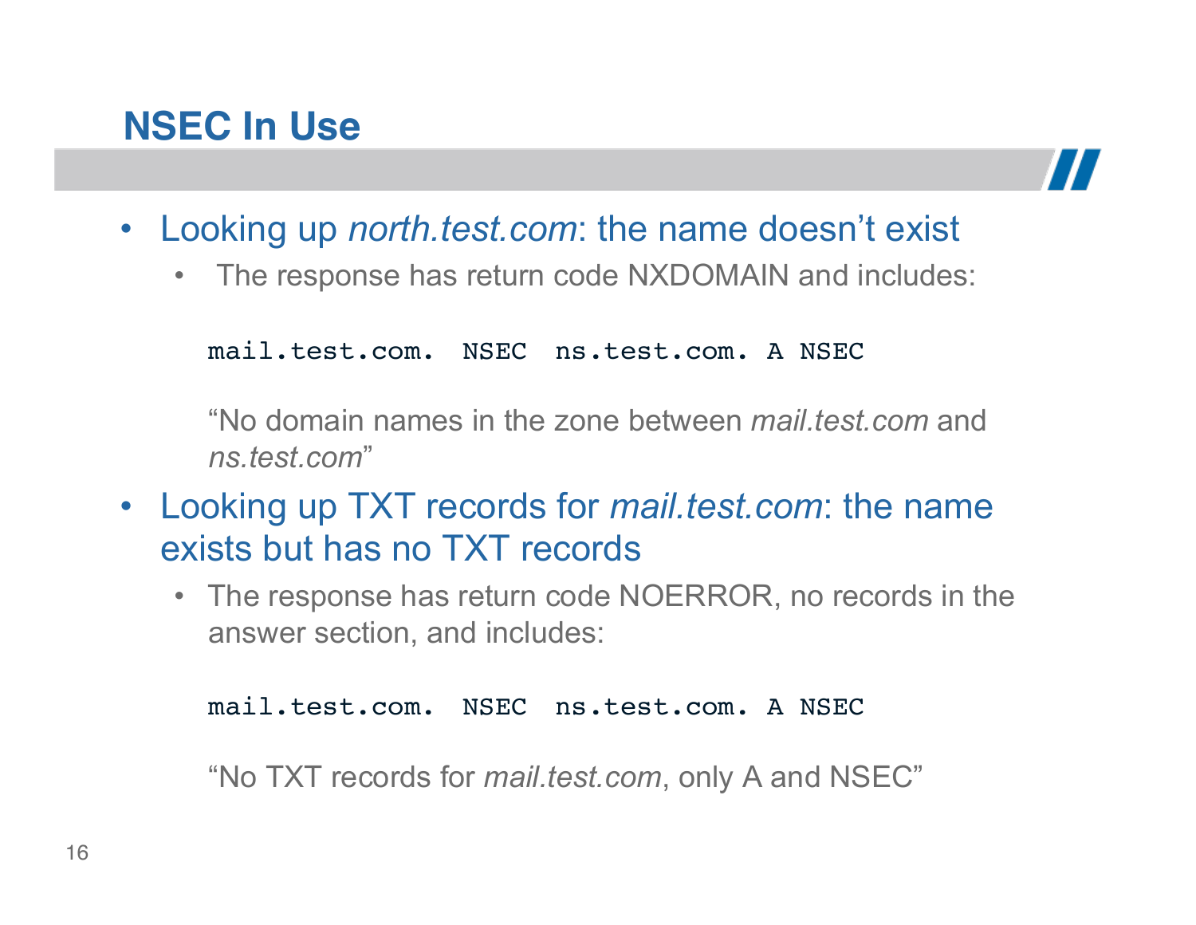# NSEC In Use

- Looking up *north.test.com*: the name doesn't exist
  - The response has return code NXDOMAIN and includes:

    ```
    mail.test.com.  NSEC  ns.test.com. A NSEC
    ```

    "No domain names in the zone between *mail.test.com* and *ns.test.com*"

- Looking up TXT records for *mail.test.com*: the name exists but has no TXT records
  - The response has return code NOERROR, no records in the answer section, and includes:

    ```
    mail.test.com.  NSEC  ns.test.com. A NSEC
    ```

    "No TXT records for *mail.test.com*, only A and NSEC"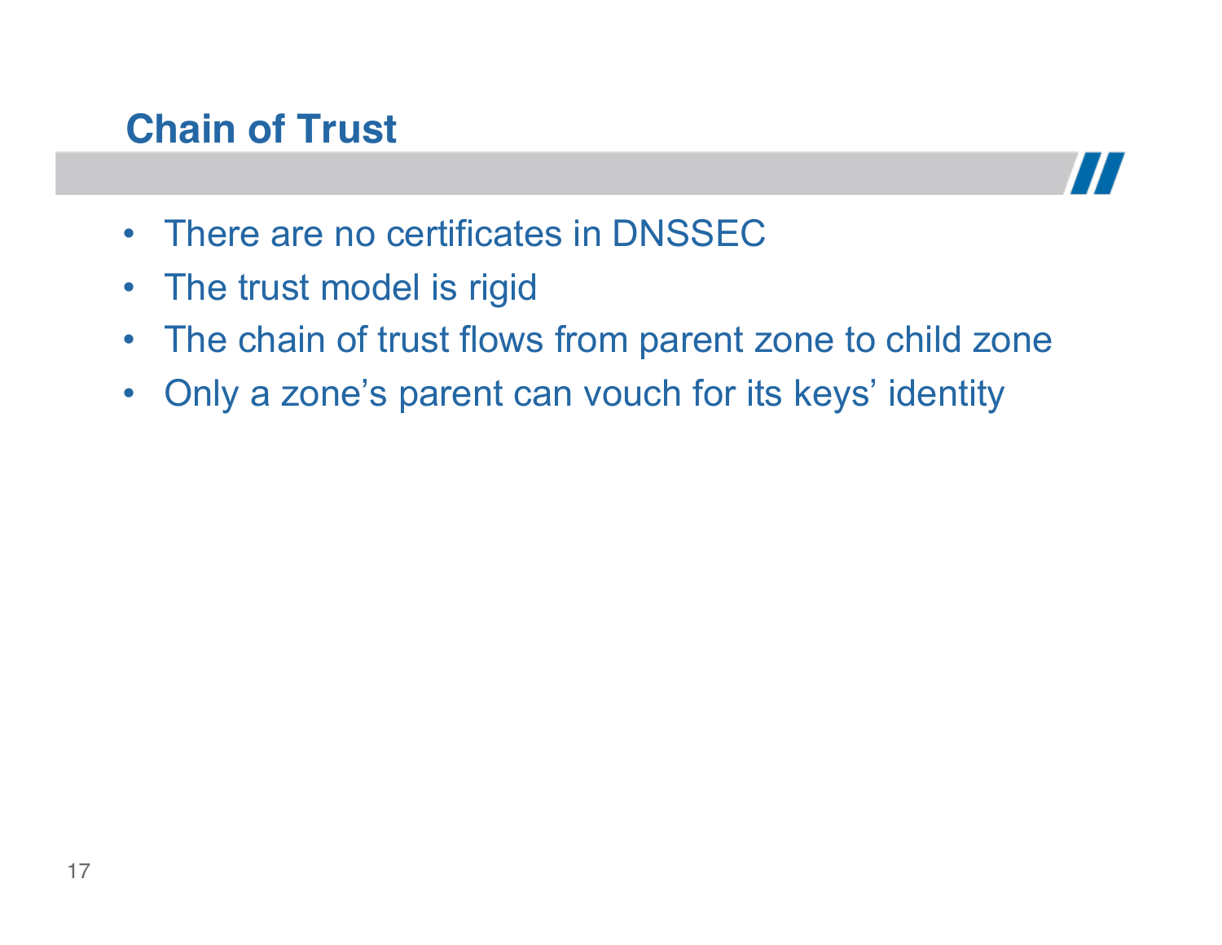# Chain of Trust

- There are no certificates in DNSSEC
- The trust model is rigid
- The chain of trust flows from parent zone to child zone
- Only a zone's parent can vouch for its keys' identity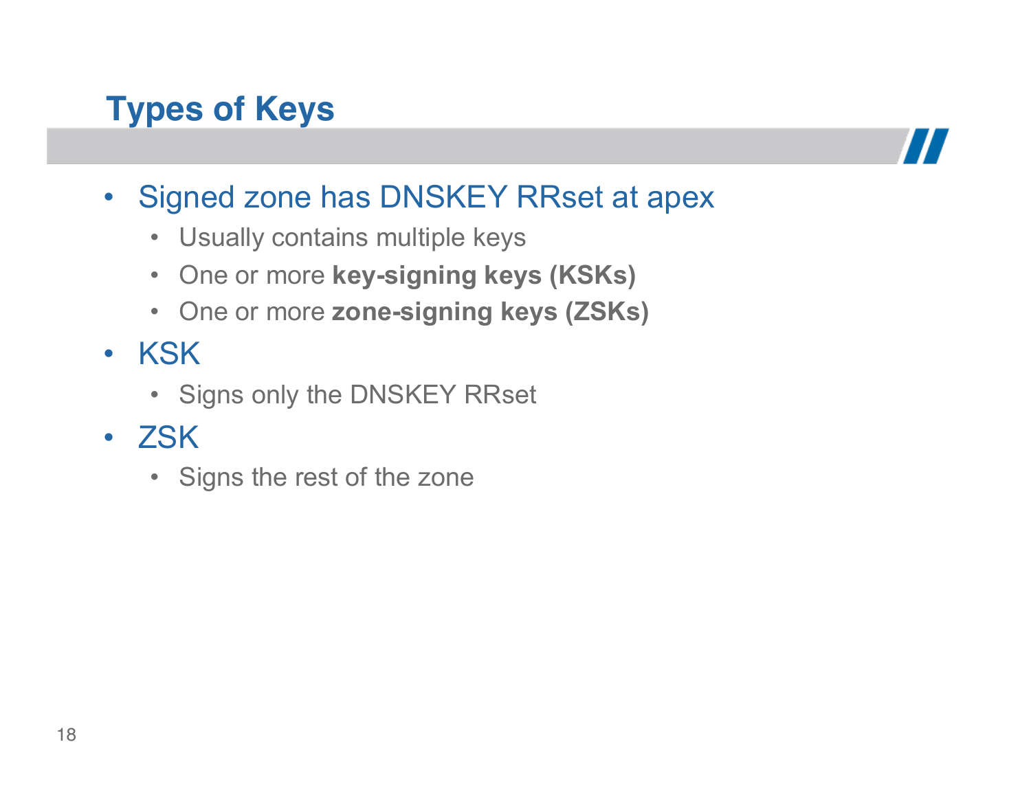# Types of Keys

- Signed zone has DNSKEY RRset at apex
  - Usually contains multiple keys
  - One or more **key-signing keys (KSKs)**
  - One or more **zone-signing keys (ZSKs)**
- KSK
  - Signs only the DNSKEY RRset
- ZSK
  - Signs the rest of the zone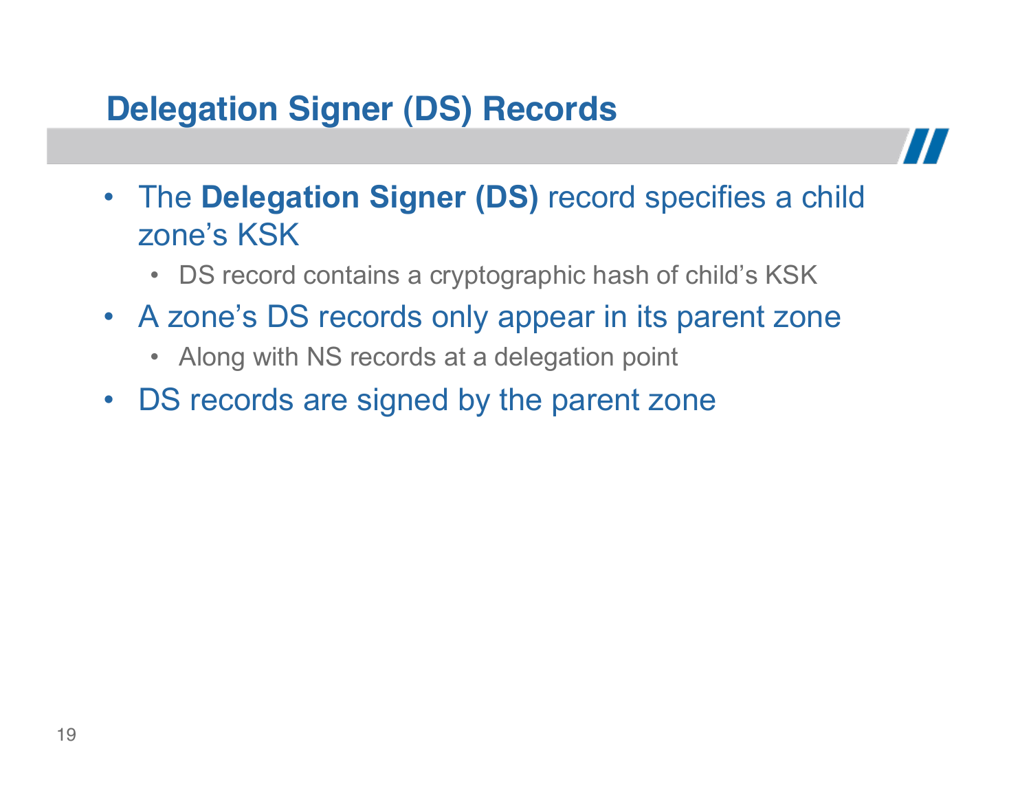## Delegation Signer (DS) Records

- The **Delegation Signer (DS)** record specifies a child zone's KSK
  - DS record contains a cryptographic hash of child's KSK
- A zone's DS records only appear in its parent zone
  - Along with NS records at a delegation point
- DS records are signed by the parent zone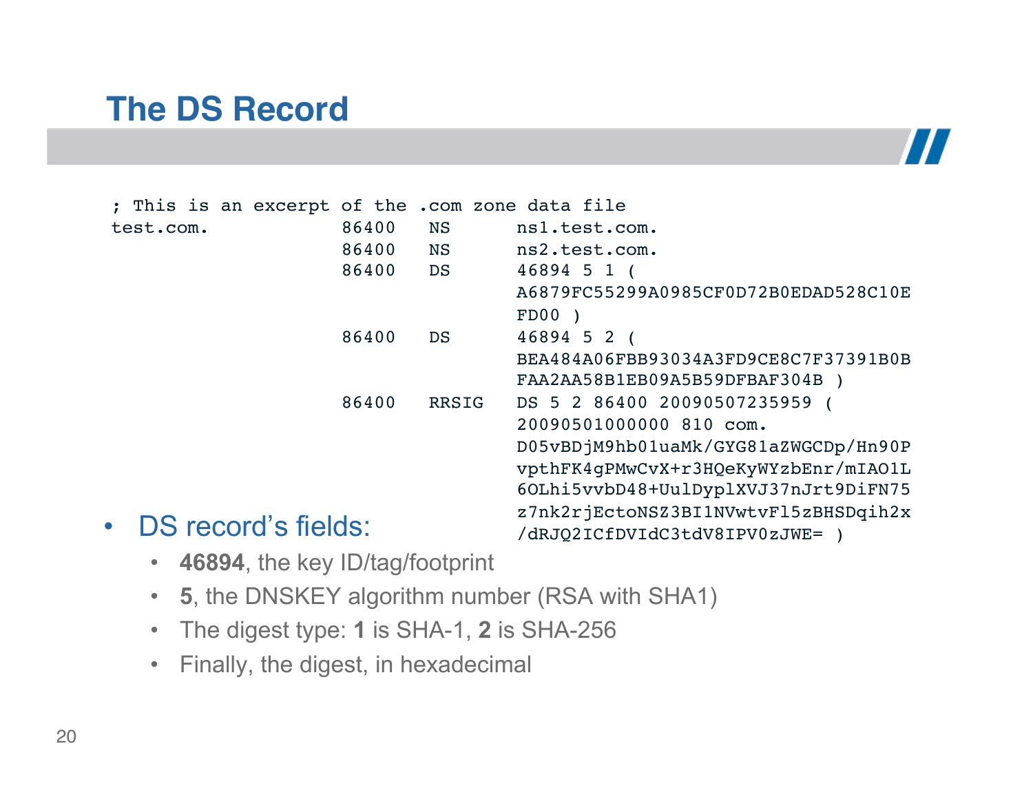# The DS Record

```
; This is an excerpt of the .com zone data file
test.com.            86400   NS      ns1.test.com.
                     86400   NS      ns2.test.com.
                     86400   DS      46894 5 1 (
                                     A6879FC55299A0985CF0D72B0EDAD528C10E
                                     FD00 )
                     86400   DS      46894 5 2 (
                                     BEA484A06FBB93034A3FD9CE8C7F37391B0B
                                     FAA2AA58B1EB09A5B59DFBAF304B )
                     86400   RRSIG   DS 5 2 86400 20090507235959 (
                                     20090501000000 810 com.
                                     D05vBDjM9hb01uaMk/GYG81aZWGCDp/Hn90P
                                     vpthFK4gPMwCvX+r3HQeKyWYzbEnr/mIAO1L
                                     6OLhi5vvbD48+UulDyplXVJ37nJrt9DiFN75
                                     z7nk2rjEctoNSZ3BI1NVwtvFl5zBHSDqih2x
                                     /dRJQ2ICfDVIdC3tdV8IPV0zJWE= )
```

- DS record's fields:
  - **46894**, the key ID/tag/footprint
  - **5**, the DNSKEY algorithm number (RSA with SHA1)
  - The digest type: **1** is SHA-1, **2** is SHA-256
  - Finally, the digest, in hexadecimal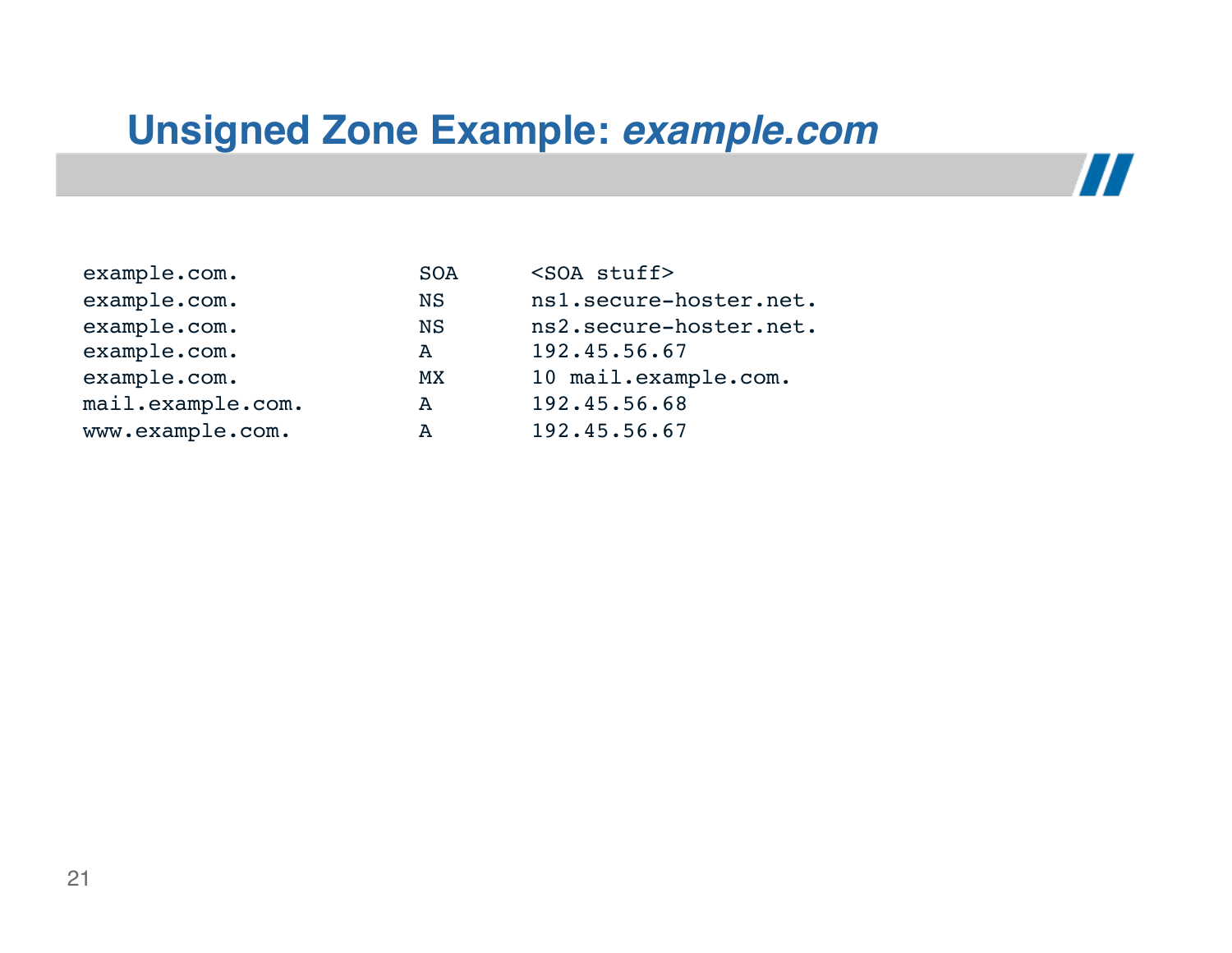# Unsigned Zone Example: *example.com*

```
example.com.            SOA     <SOA stuff>
example.com.            NS      ns1.secure-hoster.net.
example.com.            NS      ns2.secure-hoster.net.
example.com.            A       192.45.56.67
example.com.            MX      10 mail.example.com.
mail.example.com.       A       192.45.56.68
www.example.com.        A       192.45.56.67
```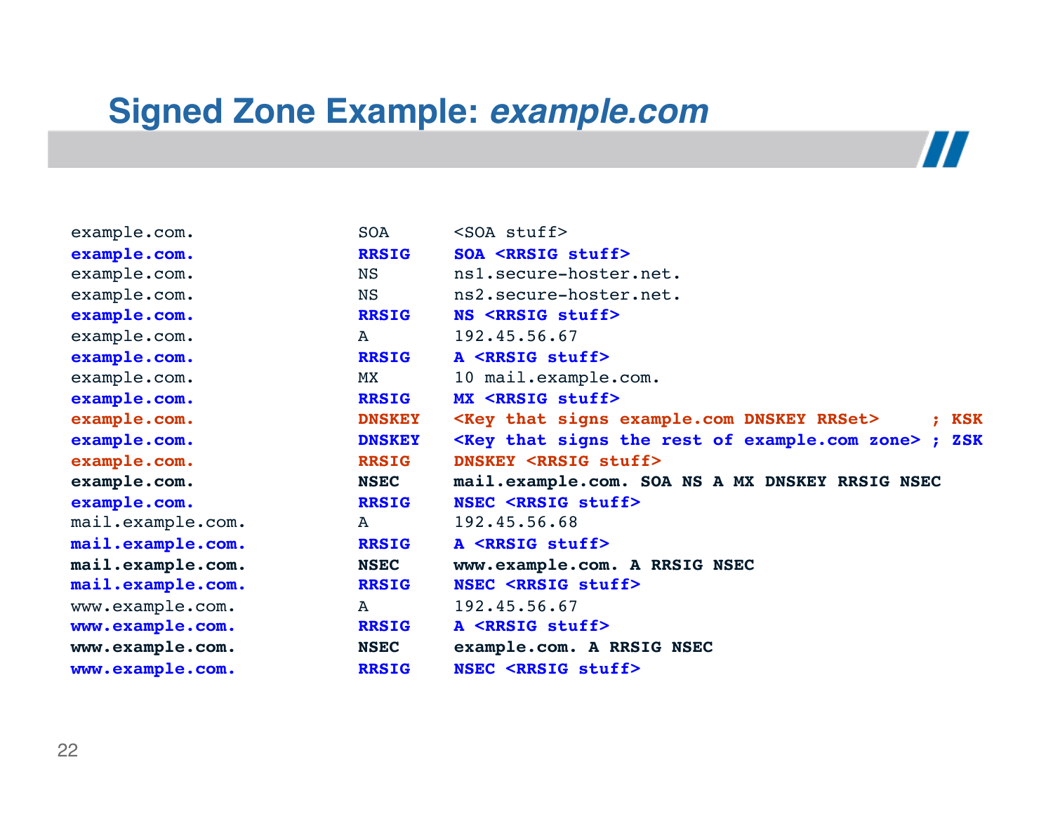# Signed Zone Example: *example.com*

```
example.com.              SOA      <SOA stuff>
example.com.              RRSIG    SOA <RRSIG stuff>
example.com.              NS       ns1.secure-hoster.net.
example.com.              NS       ns2.secure-hoster.net.
example.com.              RRSIG    NS <RRSIG stuff>
example.com.              A        192.45.56.67
example.com.              RRSIG    A <RRSIG stuff>
example.com.              MX       10 mail.example.com.
example.com.              RRSIG    MX <RRSIG stuff>
example.com.              DNSKEY   <Key that signs example.com DNSKEY RRSet>     ; KSK
example.com.              DNSKEY   <Key that signs the rest of example.com zone> ; ZSK
example.com.              RRSIG    DNSKEY <RRSIG stuff>
example.com.              NSEC     mail.example.com. SOA NS A MX DNSKEY RRSIG NSEC
example.com.              RRSIG    NSEC <RRSIG stuff>
mail.example.com.         A        192.45.56.68
mail.example.com.         RRSIG    A <RRSIG stuff>
mail.example.com.         NSEC     www.example.com. A RRSIG NSEC
mail.example.com.         RRSIG    NSEC <RRSIG stuff>
www.example.com.          A        192.45.56.67
www.example.com.          RRSIG    A <RRSIG stuff>
www.example.com.          NSEC     example.com. A RRSIG NSEC
www.example.com.          RRSIG    NSEC <RRSIG stuff>
```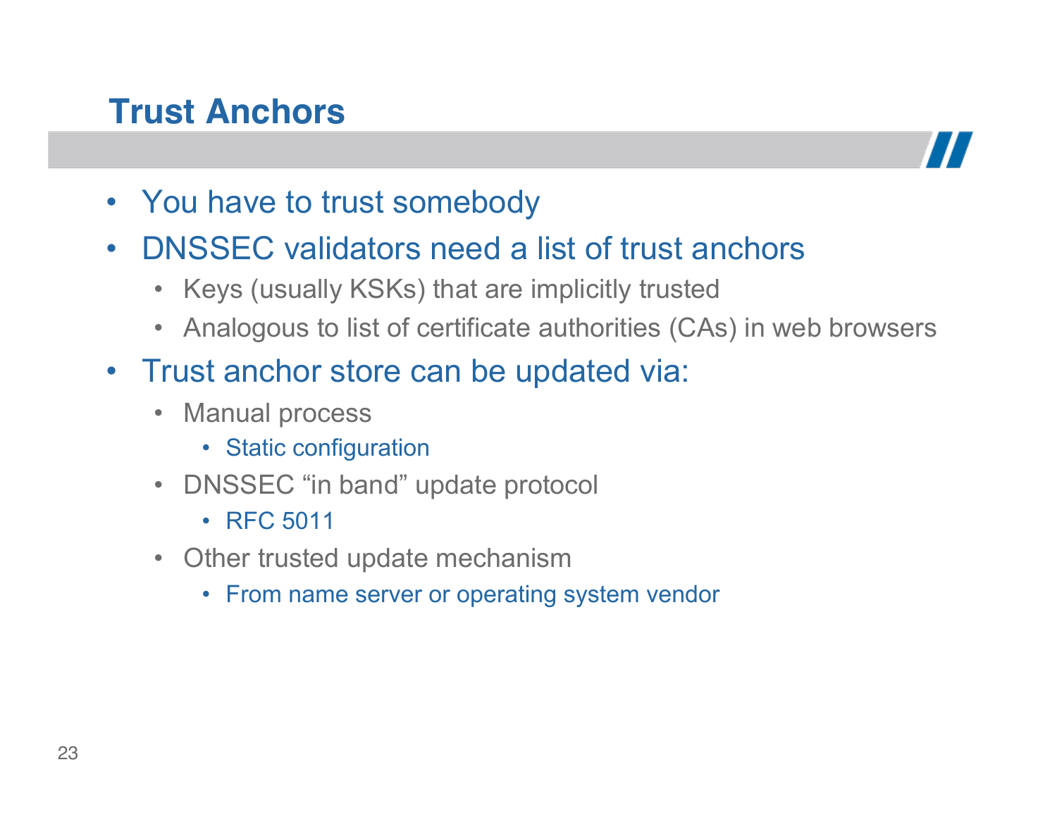# Trust Anchors

- You have to trust somebody
- DNSSEC validators need a list of trust anchors
  - Keys (usually KSKs) that are implicitly trusted
  - Analogous to list of certificate authorities (CAs) in web browsers
- Trust anchor store can be updated via:
  - Manual process
    - Static configuration
  - DNSSEC “in band” update protocol
    - RFC 5011
  - Other trusted update mechanism
    - From name server or operating system vendor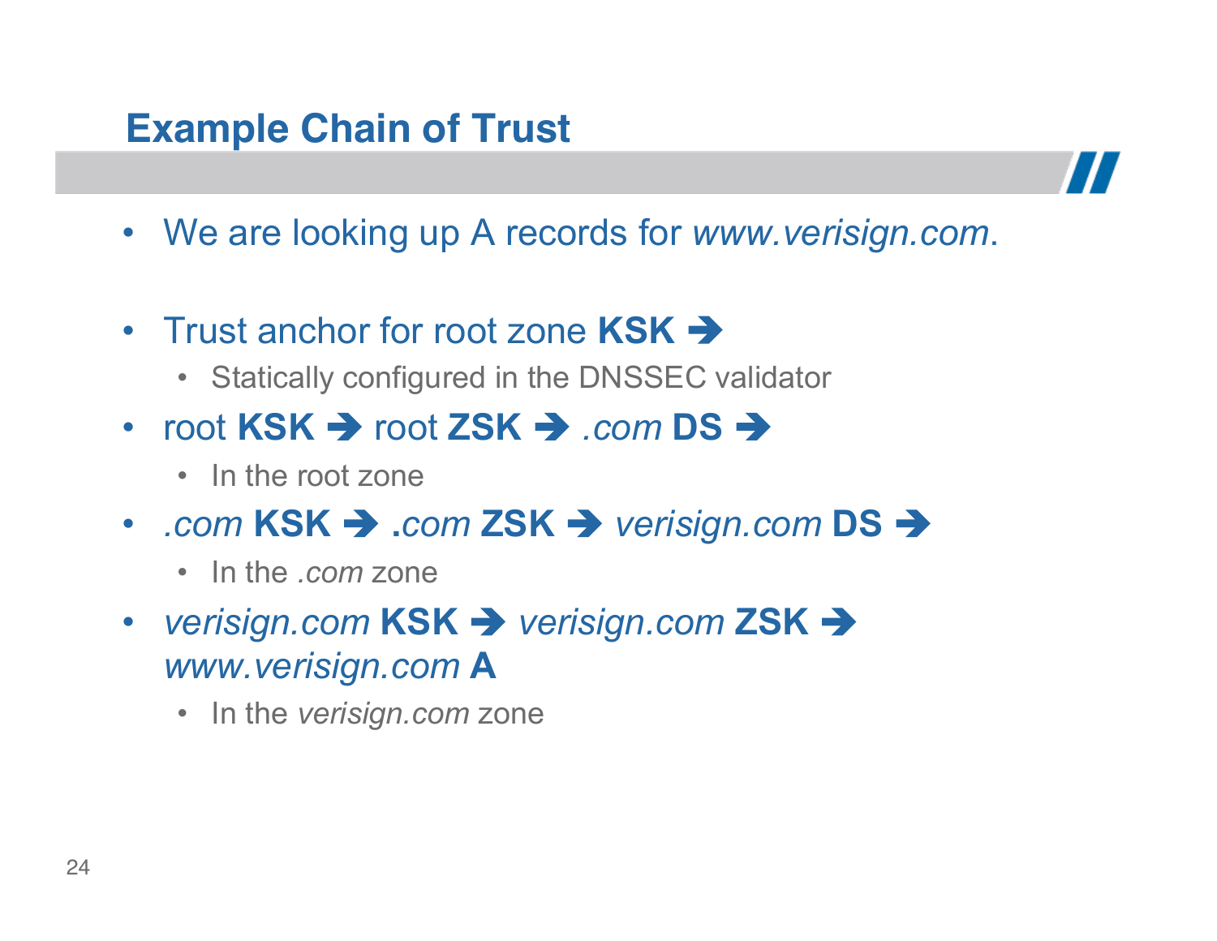## Example Chain of Trust

- We are looking up A records for *www.verisign.com*.
- Trust anchor for root zone **KSK** ➔
  - Statically configured in the DNSSEC validator
- root **KSK** ➔ root **ZSK** ➔ *.com* **DS** ➔
  - In the root zone
- *.com* **KSK** ➔ **.***com* **ZSK** ➔ *verisign.com* **DS** ➔
  - In the *.com* zone
- *verisign.com* **KSK** ➔ *verisign.com* **ZSK** ➔ *www.verisign.com* **A**
  - In the *verisign.com* zone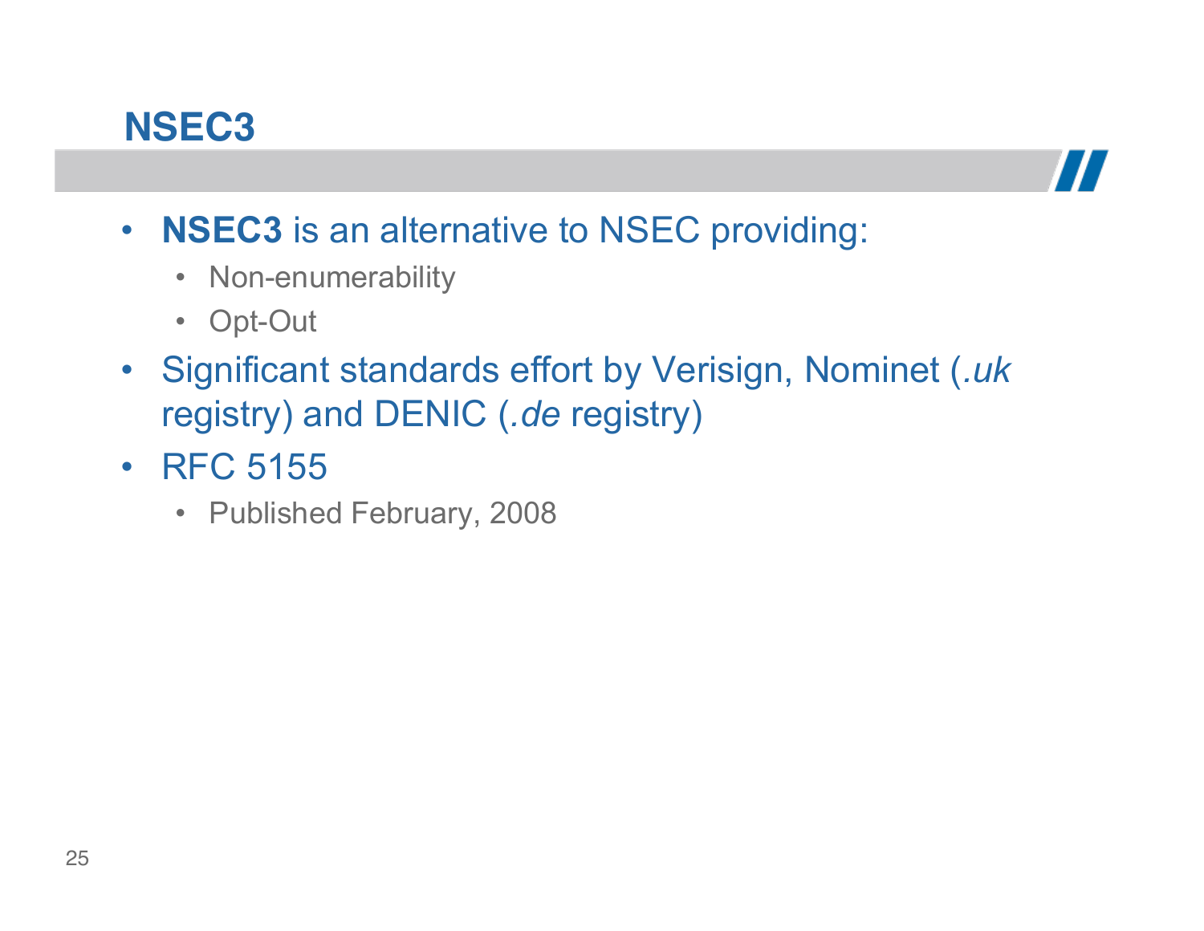# NSEC3

- **NSEC3** is an alternative to NSEC providing:
  - Non-enumerability
  - Opt-Out
- Significant standards effort by Verisign, Nominet (*.uk* registry) and DENIC (*.de* registry)
- RFC 5155
  - Published February, 2008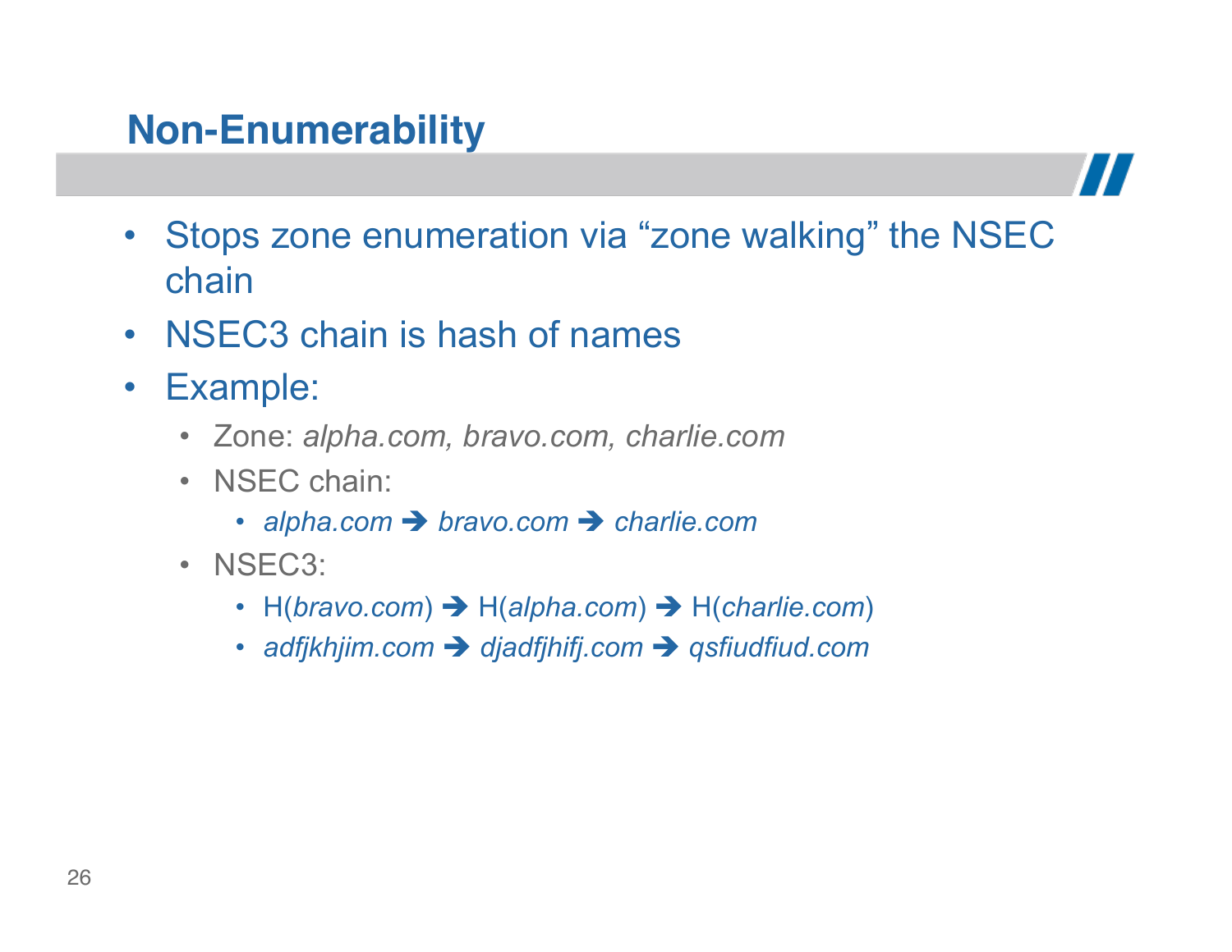# Non-Enumerability

- Stops zone enumeration via “zone walking” the NSEC chain
- NSEC3 chain is hash of names
- Example:
  - Zone: *alpha.com, bravo.com, charlie.com*
  - NSEC chain:
    - *alpha.com* ➔ *bravo.com* ➔ *charlie.com*
  - NSEC3:
    - H(*bravo.com*) ➔ H(*alpha.com*) ➔ H(*charlie.com*)
    - *adfjkhjim.com* ➔ *djadfjhifj.com* ➔ *qsfiudfiud.com*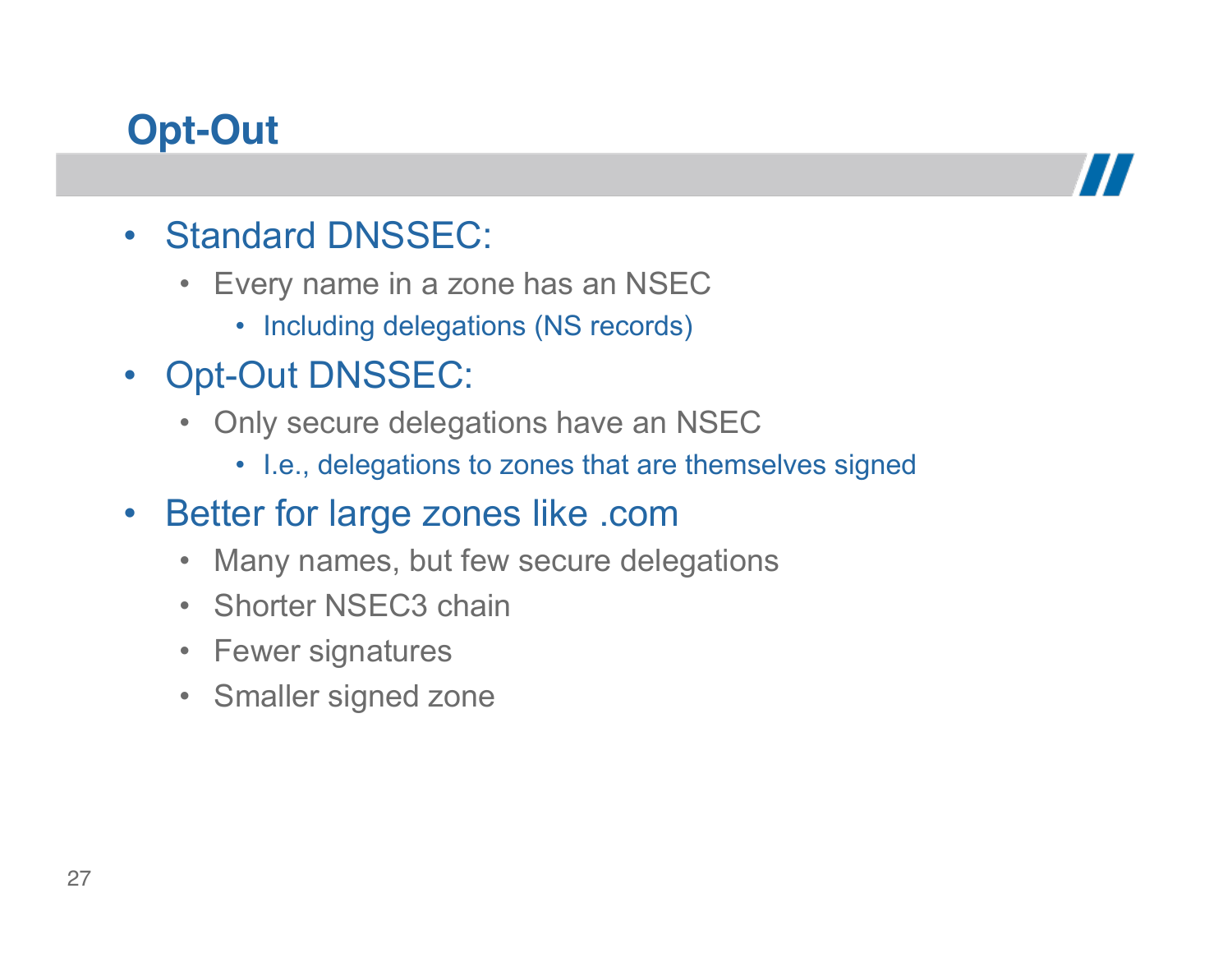# Opt-Out

- Standard DNSSEC:
  - Every name in a zone has an NSEC
    - Including delegations (NS records)
- Opt-Out DNSSEC:
  - Only secure delegations have an NSEC
    - I.e., delegations to zones that are themselves signed
- Better for large zones like .com
  - Many names, but few secure delegations
  - Shorter NSEC3 chain
  - Fewer signatures
  - Smaller signed zone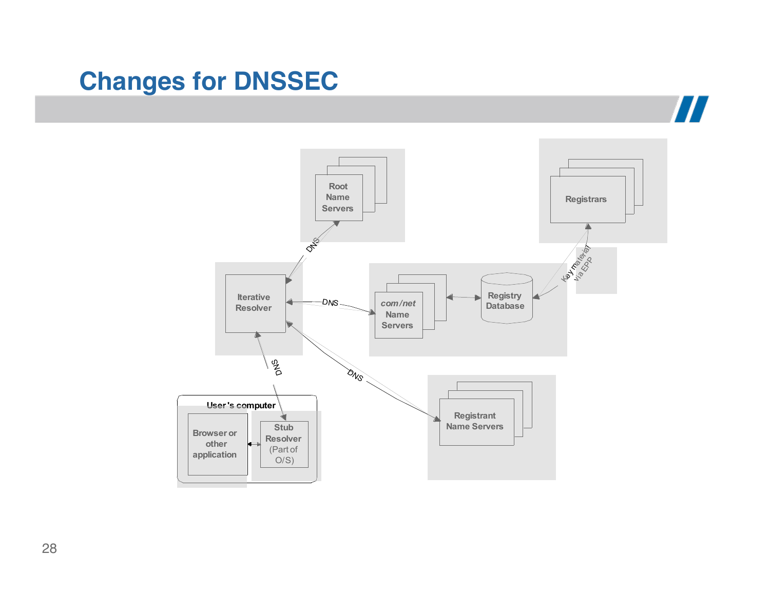# Changes for DNSSEC

Root Name Servers

Registrars

DNS

Key material via EPP

Iterative Resolver

DNS

*com/net* Name Servers

Registry Database

DNS

DNS

User's computer

Browser or other application

Stub Resolver (Part of O/S)

Registrant Name Servers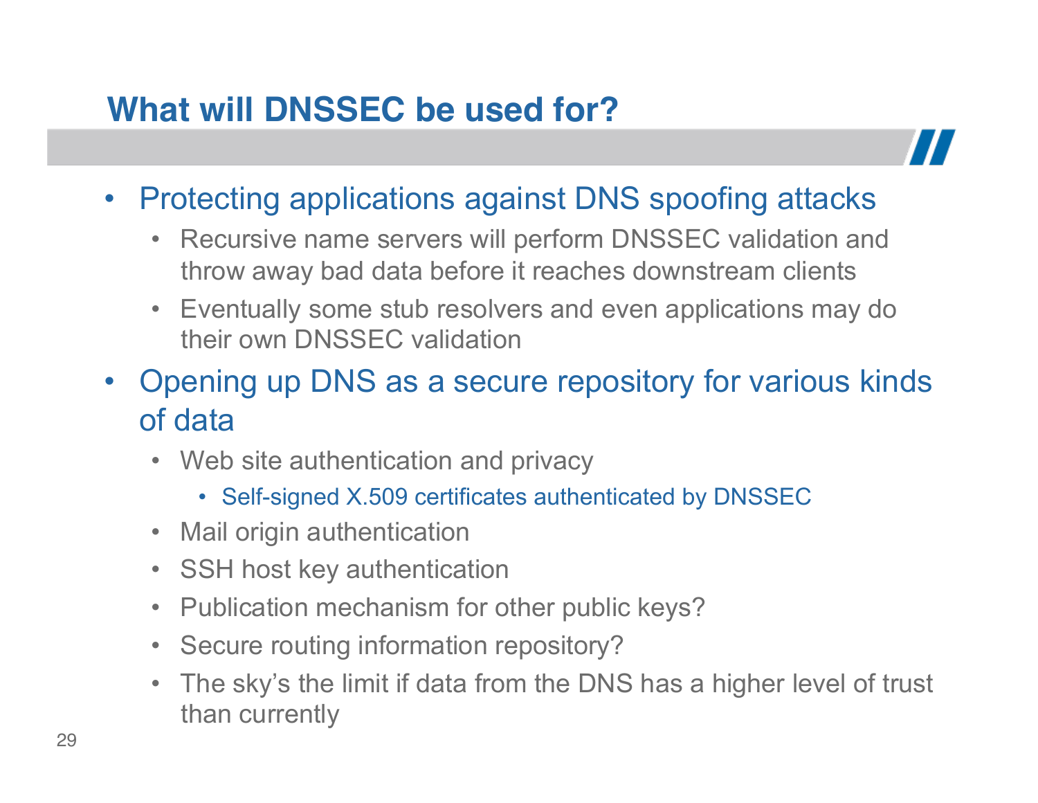# What will DNSSEC be used for?

- Protecting applications against DNS spoofing attacks
  - Recursive name servers will perform DNSSEC validation and throw away bad data before it reaches downstream clients
  - Eventually some stub resolvers and even applications may do their own DNSSEC validation
- Opening up DNS as a secure repository for various kinds of data
  - Web site authentication and privacy
    - Self-signed X.509 certificates authenticated by DNSSEC
  - Mail origin authentication
  - SSH host key authentication
  - Publication mechanism for other public keys?
  - Secure routing information repository?
  - The sky's the limit if data from the DNS has a higher level of trust than currently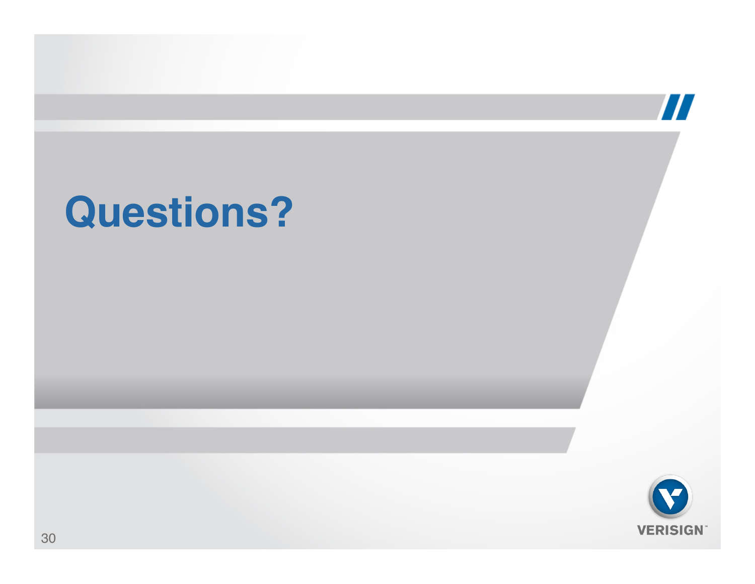# Questions?